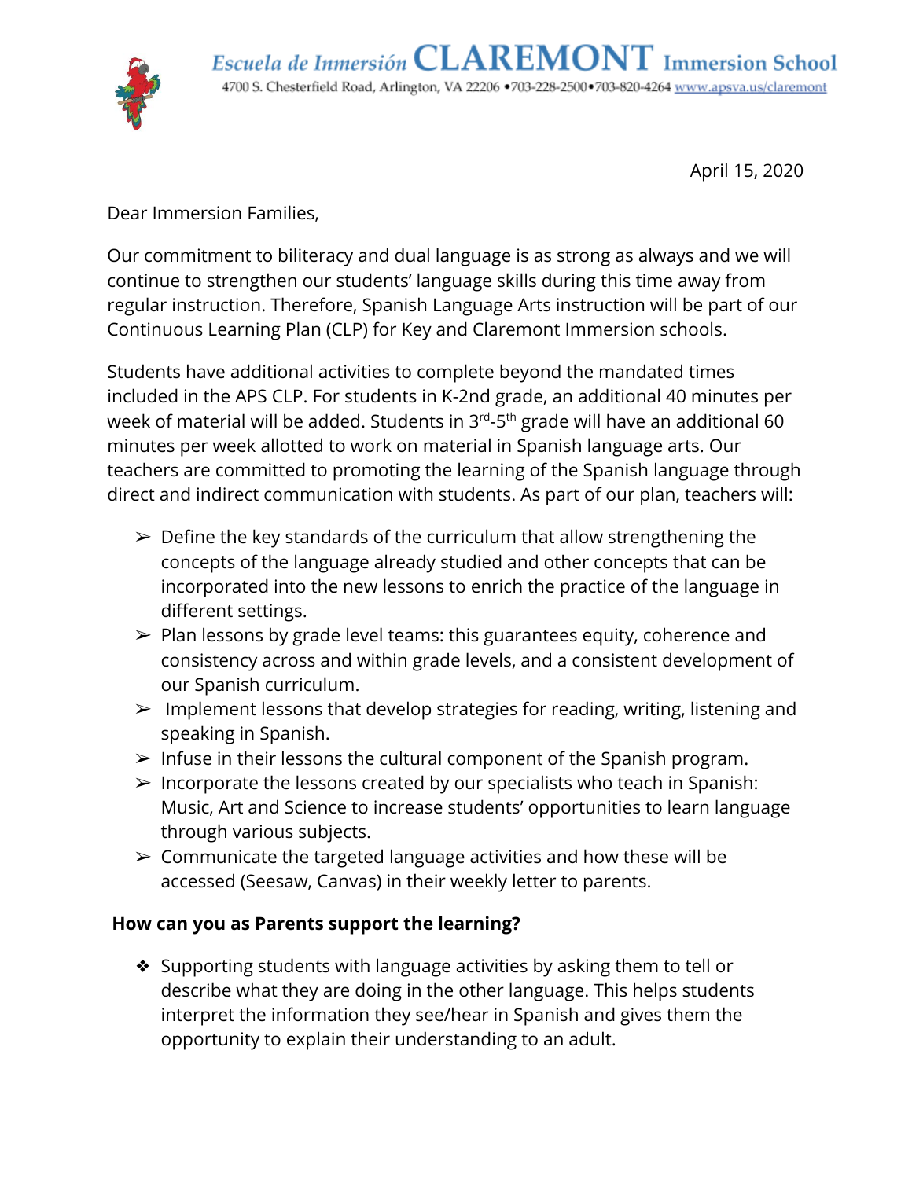Escuela de Inmersión **CLAREMONT** Immersion School

4700 S. Chesterfield Road, Arlington, VA 22206 •703-228-2500•703-820-4264 www.apsva.us/claremont

April 15, 2020

Dear Immersion Families,

Our commitment to biliteracy and dual language is as strong as always and we will continue to strengthen our students' language skills during this time away from regular instruction. Therefore, Spanish Language Arts instruction will be part of our Continuous Learning Plan (CLP) for Key and Claremont Immersion schools.

Students have additional activities to complete beyond the mandated times included in the APS CLP. For students in K-2nd grade, an additional 40 minutes per week of material will be added. Students in 3rd-5th grade will have an additional 60 minutes per week allotted to work on material in Spanish language arts. Our teachers are committed to promoting the learning of the Spanish language through direct and indirect communication with students. As part of our plan, teachers will:

- Define the key standards of the curriculum that allow strengthening the concepts of the language already studied and other concepts that can be incorporated into the new lessons to enrich the practice of the language in different settings.
- Plan lessons by grade level teams: this guarantees equity, coherence and consistency across and within grade levels, and a consistent development of our Spanish curriculum.
- Implement lessons that develop strategies for reading, writing, listening and speaking in Spanish.
- Infuse in their lessons the cultural component of the Spanish program.
- Incorporate the lessons created by our specialists who teach in Spanish: Music, Art and Science to increase students' opportunities to learn language through various subjects.
- Communicate the targeted language activities and how these will be accessed (Seesaw, Canvas) in their weekly letter to parents.

**How can you as Parents support the learning?**

- Supporting students with language activities by asking them to tell or describe what they are doing in the other language. This helps students interpret the information they see/hear in Spanish and gives them the opportunity to explain their understanding to an adult.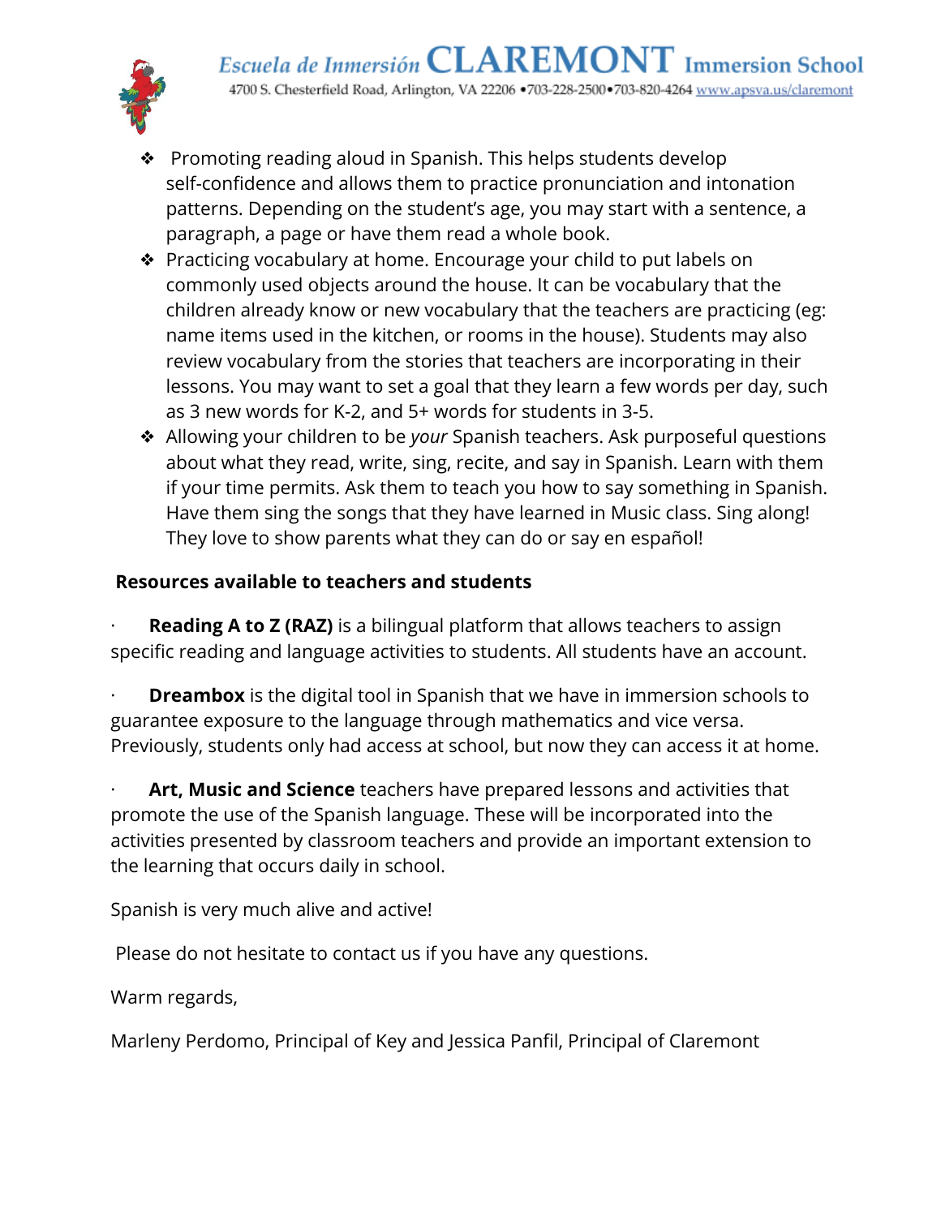- Promoting reading aloud in Spanish. This helps students develop self-confidence and allows them to practice pronunciation and intonation patterns. Depending on the student's age, you may start with a sentence, a paragraph, a page or have them read a whole book.
- Practicing vocabulary at home. Encourage your child to put labels on commonly used objects around the house. It can be vocabulary that the children already know or new vocabulary that the teachers are practicing (eg: name items used in the kitchen, or rooms in the house). Students may also review vocabulary from the stories that teachers are incorporating in their lessons. You may want to set a goal that they learn a few words per day, such as 3 new words for K-2, and 5+ words for students in 3-5.
- Allowing your children to be *your* Spanish teachers. Ask purposeful questions about what they read, write, sing, recite, and say in Spanish. Learn with them if your time permits. Ask them to teach you how to say something in Spanish. Have them sing the songs that they have learned in Music class. Sing along! They love to show parents what they can do or say en español!

**Resources available to teachers and students**

- **Reading A to Z (RAZ)** is a bilingual platform that allows teachers to assign specific reading and language activities to students. All students have an account.
- **Dreambox** is the digital tool in Spanish that we have in immersion schools to guarantee exposure to the language through mathematics and vice versa. Previously, students only had access at school, but now they can access it at home.
- **Art, Music and Science** teachers have prepared lessons and activities that promote the use of the Spanish language. These will be incorporated into the activities presented by classroom teachers and provide an important extension to the learning that occurs daily in school.

Spanish is very much alive and active!

Please do not hesitate to contact us if you have any questions.

Warm regards,

Marleny Perdomo, Principal of Key and Jessica Panfil, Principal of Claremont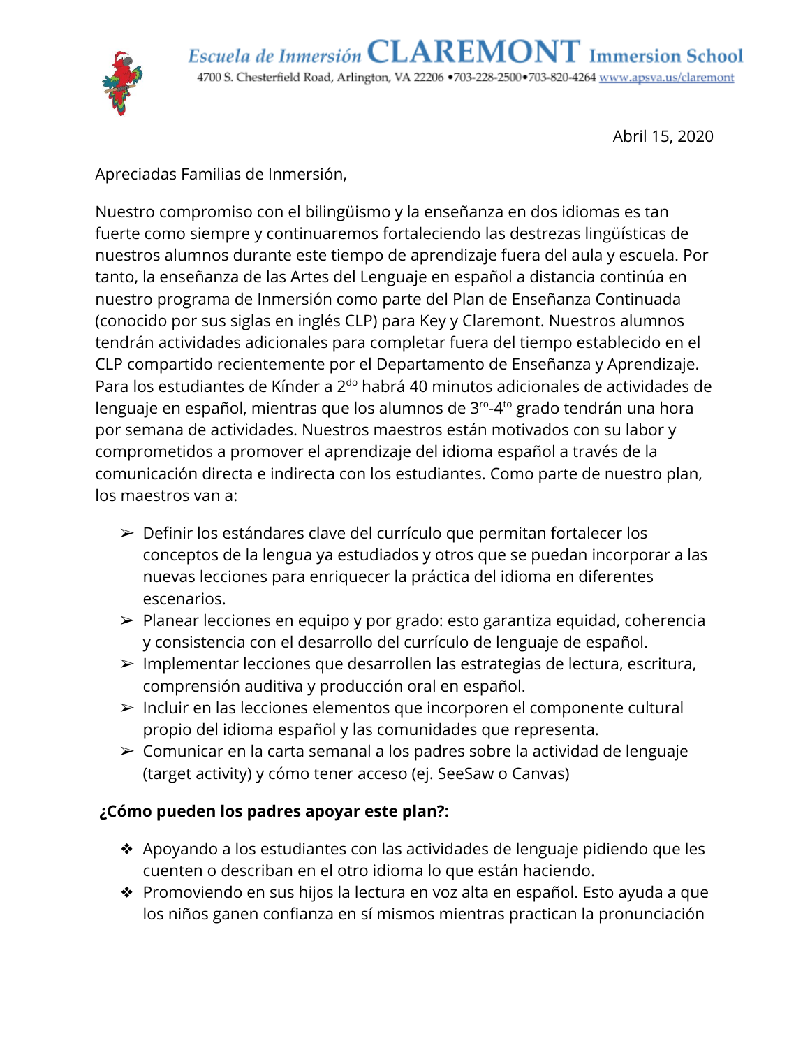**Escuela de Inmersión CLAREMONT Immersion School**
4700 S. Chesterfield Road, Arlington, VA 22206 •703-228-2500•703-820-4264 www.apsva.us/claremont

Abril 15, 2020

Apreciadas Familias de Inmersión,

Nuestro compromiso con el bilingüismo y la enseñanza en dos idiomas es tan fuerte como siempre y continuaremos fortaleciendo las destrezas lingüísticas de nuestros alumnos durante este tiempo de aprendizaje fuera del aula y escuela. Por tanto, la enseñanza de las Artes del Lenguaje en español a distancia continúa en nuestro programa de Inmersión como parte del Plan de Enseñanza Continuada (conocido por sus siglas en inglés CLP) para Key y Claremont. Nuestros alumnos tendrán actividades adicionales para completar fuera del tiempo establecido en el CLP compartido recientemente por el Departamento de Enseñanza y Aprendizaje. Para los estudiantes de Kínder a 2do habrá 40 minutos adicionales de actividades de lenguaje en español, mientras que los alumnos de 3ro-4to grado tendrán una hora por semana de actividades. Nuestros maestros están motivados con su labor y comprometidos a promover el aprendizaje del idioma español a través de la comunicación directa e indirecta con los estudiantes. Como parte de nuestro plan, los maestros van a:

- Definir los estándares clave del currículo que permitan fortalecer los conceptos de la lengua ya estudiados y otros que se puedan incorporar a las nuevas lecciones para enriquecer la práctica del idioma en diferentes escenarios.
- Planear lecciones en equipo y por grado: esto garantiza equidad, coherencia y consistencia con el desarrollo del currículo de lenguaje de español.
- Implementar lecciones que desarrollen las estrategias de lectura, escritura, comprensión auditiva y producción oral en español.
- Incluir en las lecciones elementos que incorporen el componente cultural propio del idioma español y las comunidades que representa.
- Comunicar en la carta semanal a los padres sobre la actividad de lenguaje (target activity) y cómo tener acceso (ej. SeeSaw o Canvas)

**¿Cómo pueden los padres apoyar este plan?:**

- Apoyando a los estudiantes con las actividades de lenguaje pidiendo que les cuenten o describan en el otro idioma lo que están haciendo.
- Promoviendo en sus hijos la lectura en voz alta en español. Esto ayuda a que los niños ganen confianza en sí mismos mientras practican la pronunciación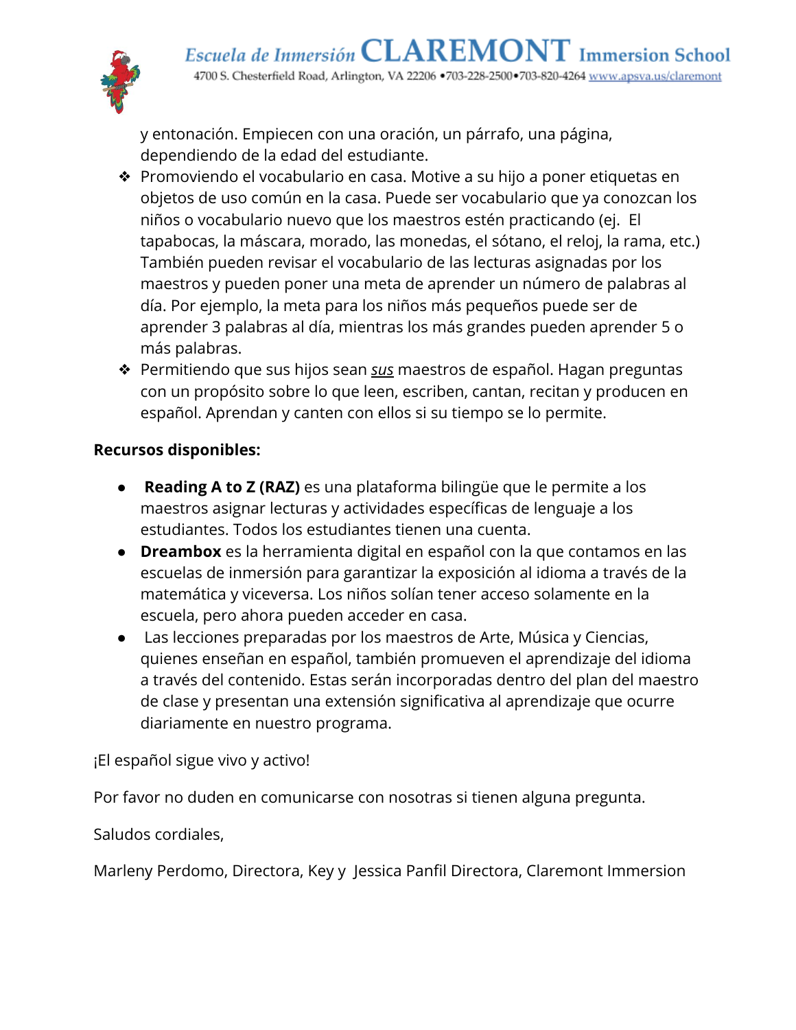y entonación. Empiecen con una oración, un párrafo, una página, dependiendo de la edad del estudiante.

- Promoviendo el vocabulario en casa. Motive a su hijo a poner etiquetas en objetos de uso común en la casa. Puede ser vocabulario que ya conozcan los niños o vocabulario nuevo que los maestros estén practicando (ej. El tapabocas, la máscara, morado, las monedas, el sótano, el reloj, la rama, etc.) También pueden revisar el vocabulario de las lecturas asignadas por los maestros y pueden poner una meta de aprender un número de palabras al día. Por ejemplo, la meta para los niños más pequeños puede ser de aprender 3 palabras al día, mientras los más grandes pueden aprender 5 o más palabras.
- Permitiendo que sus hijos sean *sus* maestros de español. Hagan preguntas con un propósito sobre lo que leen, escriben, cantan, recitan y producen en español. Aprendan y canten con ellos si su tiempo se lo permite.

**Recursos disponibles:**

- **Reading A to Z (RAZ)** es una plataforma bilingüe que le permite a los maestros asignar lecturas y actividades específicas de lenguaje a los estudiantes. Todos los estudiantes tienen una cuenta.
- **Dreambox** es la herramienta digital en español con la que contamos en las escuelas de inmersión para garantizar la exposición al idioma a través de la matemática y viceversa. Los niños solían tener acceso solamente en la escuela, pero ahora pueden acceder en casa.
- Las lecciones preparadas por los maestros de Arte, Música y Ciencias, quienes enseñan en español, también promueven el aprendizaje del idioma a través del contenido. Estas serán incorporadas dentro del plan del maestro de clase y presentan una extensión significativa al aprendizaje que ocurre diariamente en nuestro programa.

¡El español sigue vivo y activo!

Por favor no duden en comunicarse con nosotras si tienen alguna pregunta.

Saludos cordiales,

Marleny Perdomo, Directora, Key y Jessica Panfil Directora, Claremont Immersion